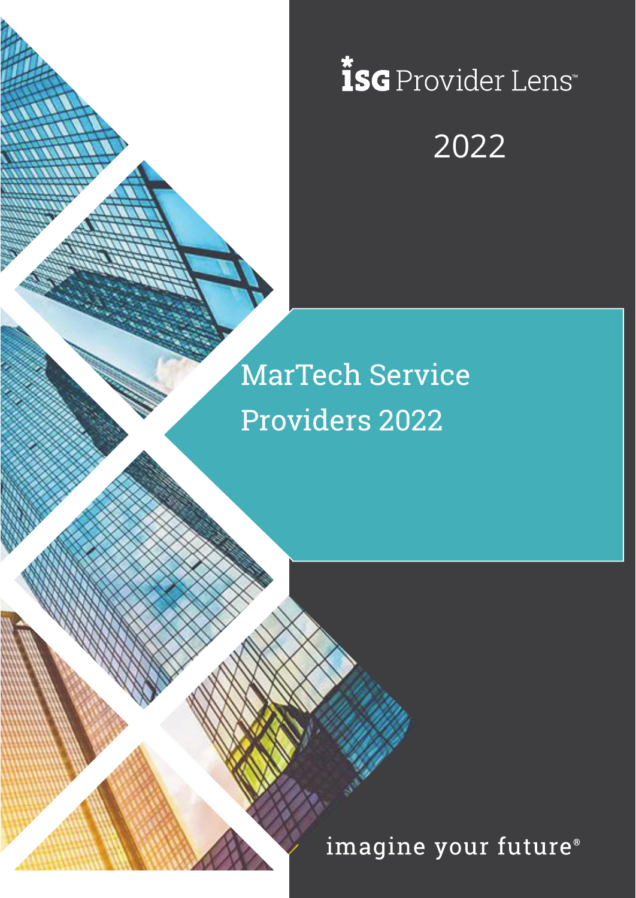ISG Provider Lens™

2022

# MarTech Service Providers 2022

imagine your future®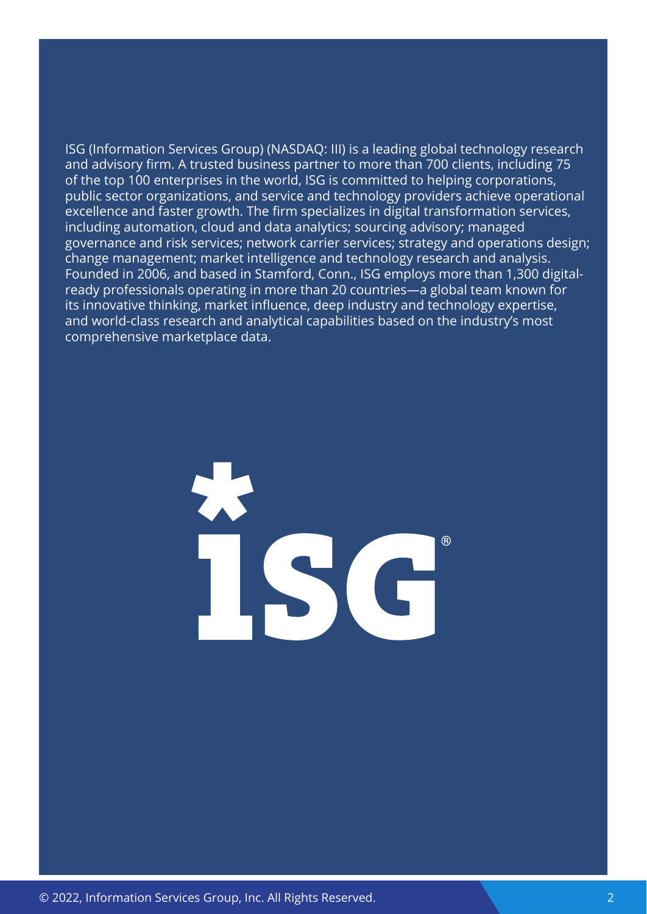ISG (Information Services Group) (NASDAQ: III) is a leading global technology research and advisory firm. A trusted business partner to more than 700 clients, including 75 of the top 100 enterprises in the world, ISG is committed to helping corporations, public sector organizations, and service and technology providers achieve operational excellence and faster growth. The firm specializes in digital transformation services, including automation, cloud and data analytics; sourcing advisory; managed governance and risk services; network carrier services; strategy and operations design; change management; market intelligence and technology research and analysis. Founded in 2006, and based in Stamford, Conn., ISG employs more than 1,300 digital-ready professionals operating in more than 20 countries—a global team known for its innovative thinking, market influence, deep industry and technology expertise, and world-class research and analytical capabilities based on the industry's most comprehensive marketplace data.

© 2022, Information Services Group, Inc. All Rights Reserved.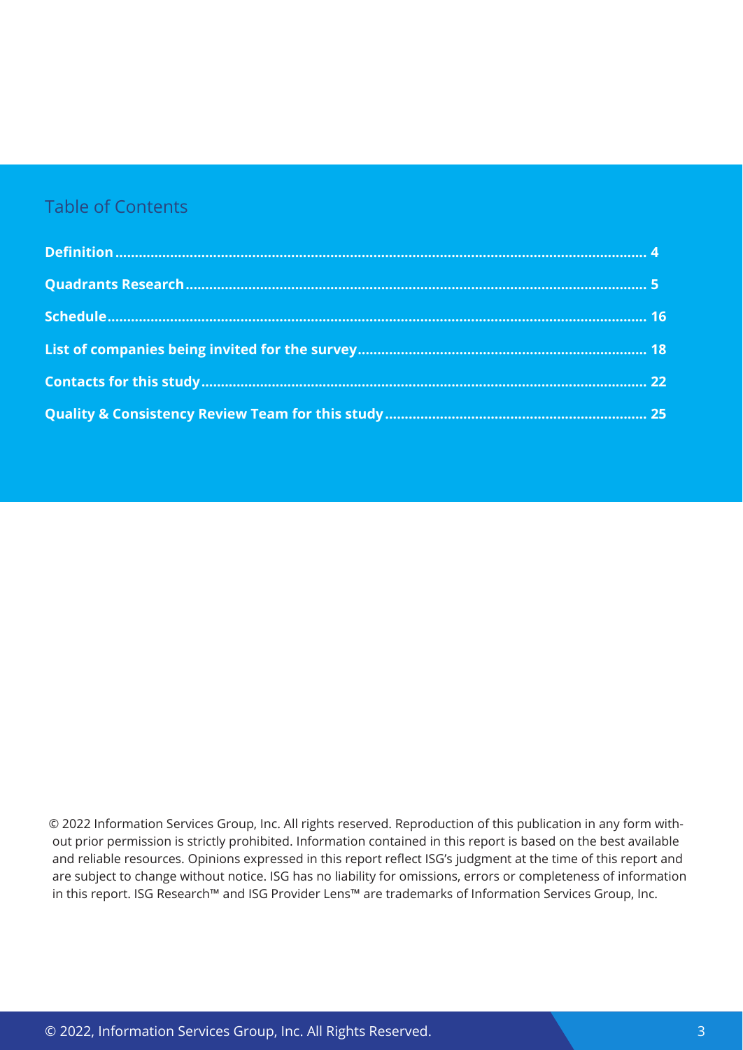## Table of Contents

| | |
|---|---|
| **Definition** | **4** |
| **Quadrants Research** | **5** |
| **Schedule** | **16** |
| **List of companies being invited for the survey** | **18** |
| **Contacts for this study** | **22** |
| **Quality & Consistency Review Team for this study** | **25** |

© 2022 Information Services Group, Inc. All rights reserved. Reproduction of this publication in any form without prior permission is strictly prohibited. Information contained in this report is based on the best available and reliable resources. Opinions expressed in this report reflect ISG's judgment at the time of this report and are subject to change without notice. ISG has no liability for omissions, errors or completeness of information in this report. ISG Research™ and ISG Provider Lens™ are trademarks of Information Services Group, Inc.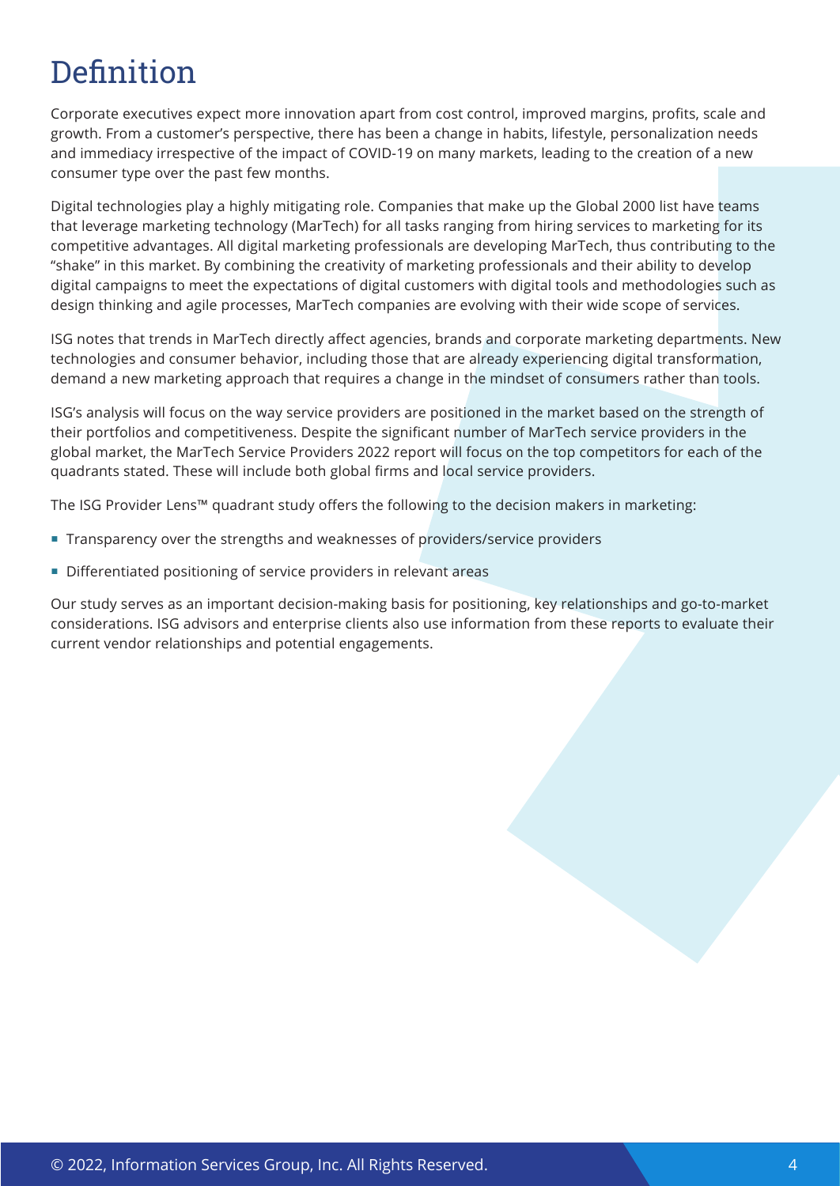# Definition

Corporate executives expect more innovation apart from cost control, improved margins, profits, scale and growth. From a customer's perspective, there has been a change in habits, lifestyle, personalization needs and immediacy irrespective of the impact of COVID-19 on many markets, leading to the creation of a new consumer type over the past few months.

Digital technologies play a highly mitigating role. Companies that make up the Global 2000 list have teams that leverage marketing technology (MarTech) for all tasks ranging from hiring services to marketing for its competitive advantages. All digital marketing professionals are developing MarTech, thus contributing to the "shake" in this market. By combining the creativity of marketing professionals and their ability to develop digital campaigns to meet the expectations of digital customers with digital tools and methodologies such as design thinking and agile processes, MarTech companies are evolving with their wide scope of services.

ISG notes that trends in MarTech directly affect agencies, brands and corporate marketing departments. New technologies and consumer behavior, including those that are already experiencing digital transformation, demand a new marketing approach that requires a change in the mindset of consumers rather than tools.

ISG's analysis will focus on the way service providers are positioned in the market based on the strength of their portfolios and competitiveness. Despite the significant number of MarTech service providers in the global market, the MarTech Service Providers 2022 report will focus on the top competitors for each of the quadrants stated. These will include both global firms and local service providers.

The ISG Provider Lens™ quadrant study offers the following to the decision makers in marketing:

- Transparency over the strengths and weaknesses of providers/service providers
- Differentiated positioning of service providers in relevant areas

Our study serves as an important decision-making basis for positioning, key relationships and go-to-market considerations. ISG advisors and enterprise clients also use information from these reports to evaluate their current vendor relationships and potential engagements.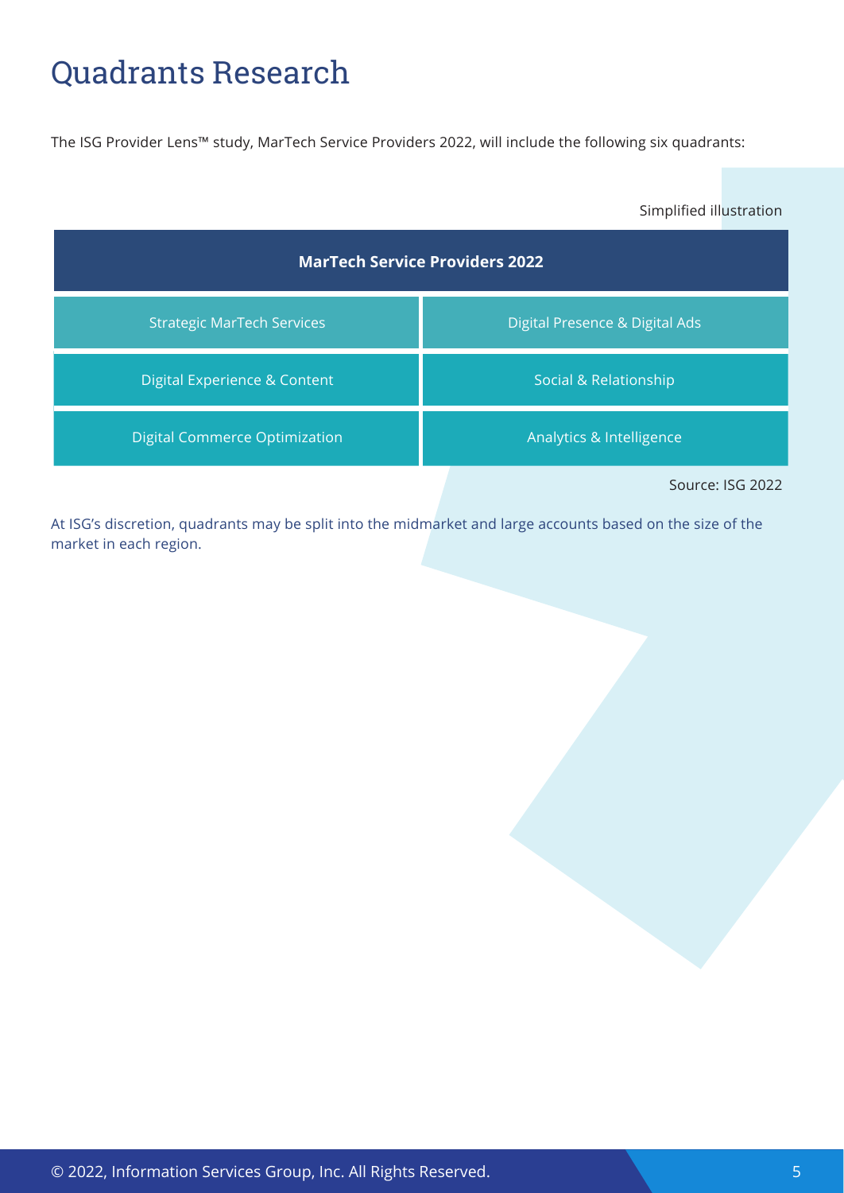# Quadrants Research

The ISG Provider Lens™ study, MarTech Service Providers 2022, will include the following six quadrants:

Simplified illustration

| MarTech Service Providers 2022 | |
|---|---|
| Strategic MarTech Services | Digital Presence & Digital Ads |
| Digital Experience & Content | Social & Relationship |
| Digital Commerce Optimization | Analytics & Intelligence |

Source: ISG 2022

At ISG's discretion, quadrants may be split into the midmarket and large accounts based on the size of the market in each region.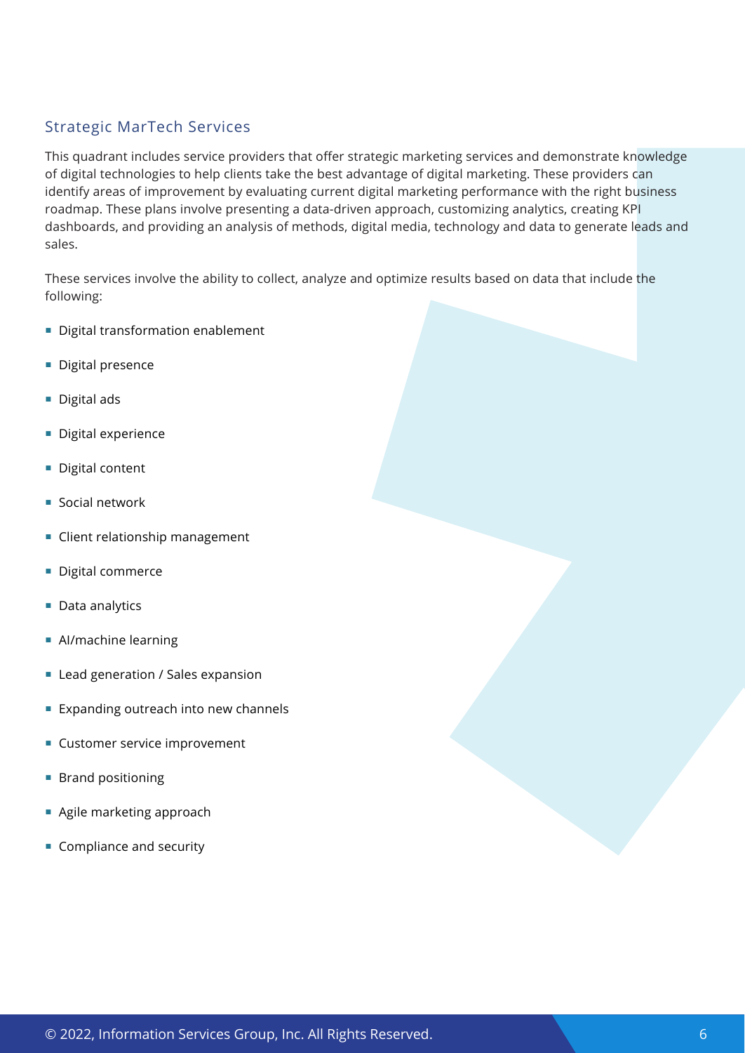## Strategic MarTech Services

This quadrant includes service providers that offer strategic marketing services and demonstrate knowledge of digital technologies to help clients take the best advantage of digital marketing. These providers can identify areas of improvement by evaluating current digital marketing performance with the right business roadmap. These plans involve presenting a data-driven approach, customizing analytics, creating KPI dashboards, and providing an analysis of methods, digital media, technology and data to generate leads and sales.

These services involve the ability to collect, analyze and optimize results based on data that include the following:

- Digital transformation enablement
- Digital presence
- Digital ads
- Digital experience
- Digital content
- Social network
- Client relationship management
- Digital commerce
- Data analytics
- AI/machine learning
- Lead generation / Sales expansion
- Expanding outreach into new channels
- Customer service improvement
- Brand positioning
- Agile marketing approach
- Compliance and security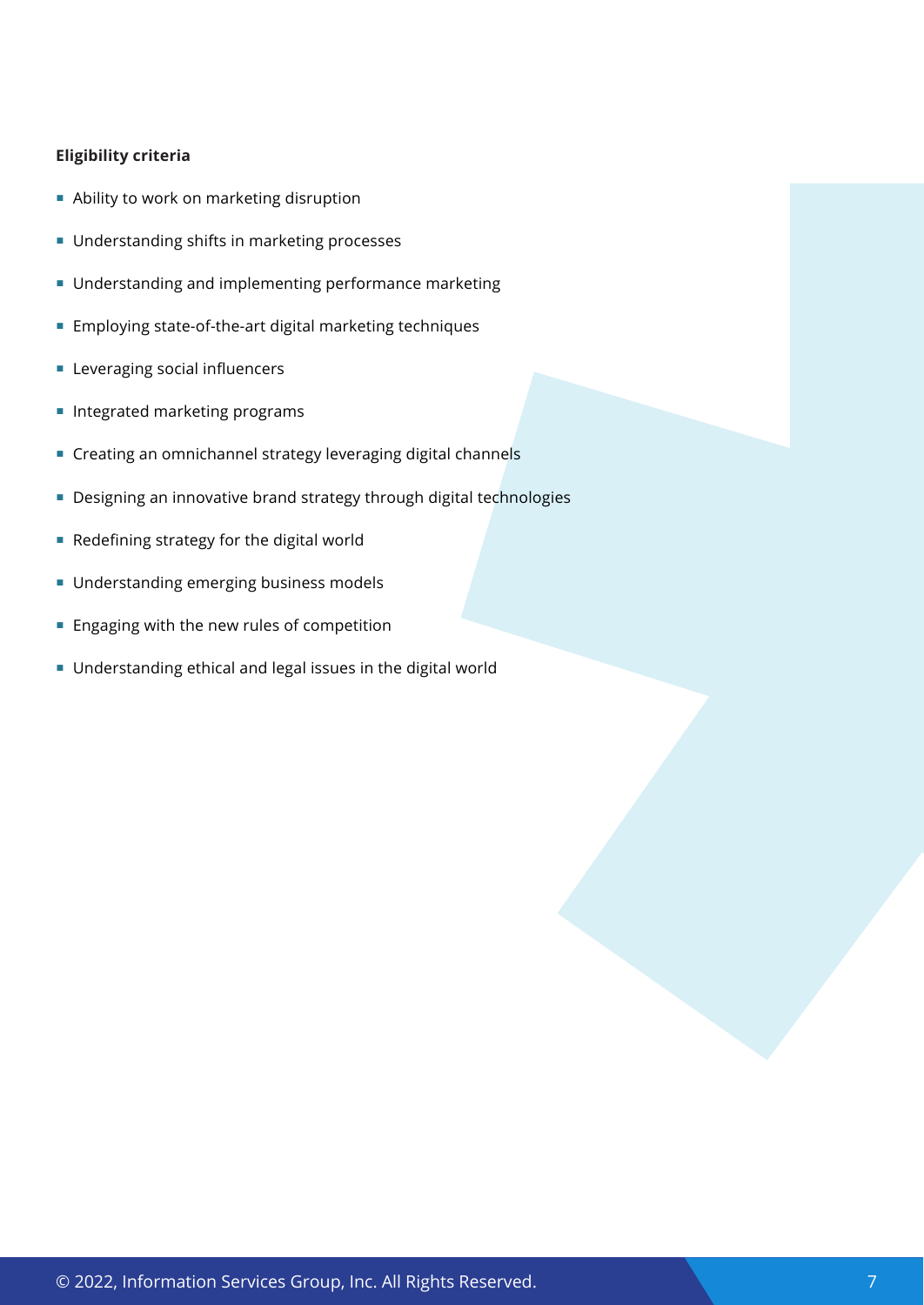**Eligibility criteria**

- Ability to work on marketing disruption
- Understanding shifts in marketing processes
- Understanding and implementing performance marketing
- Employing state-of-the-art digital marketing techniques
- Leveraging social influencers
- Integrated marketing programs
- Creating an omnichannel strategy leveraging digital channels
- Designing an innovative brand strategy through digital technologies
- Redefining strategy for the digital world
- Understanding emerging business models
- Engaging with the new rules of competition
- Understanding ethical and legal issues in the digital world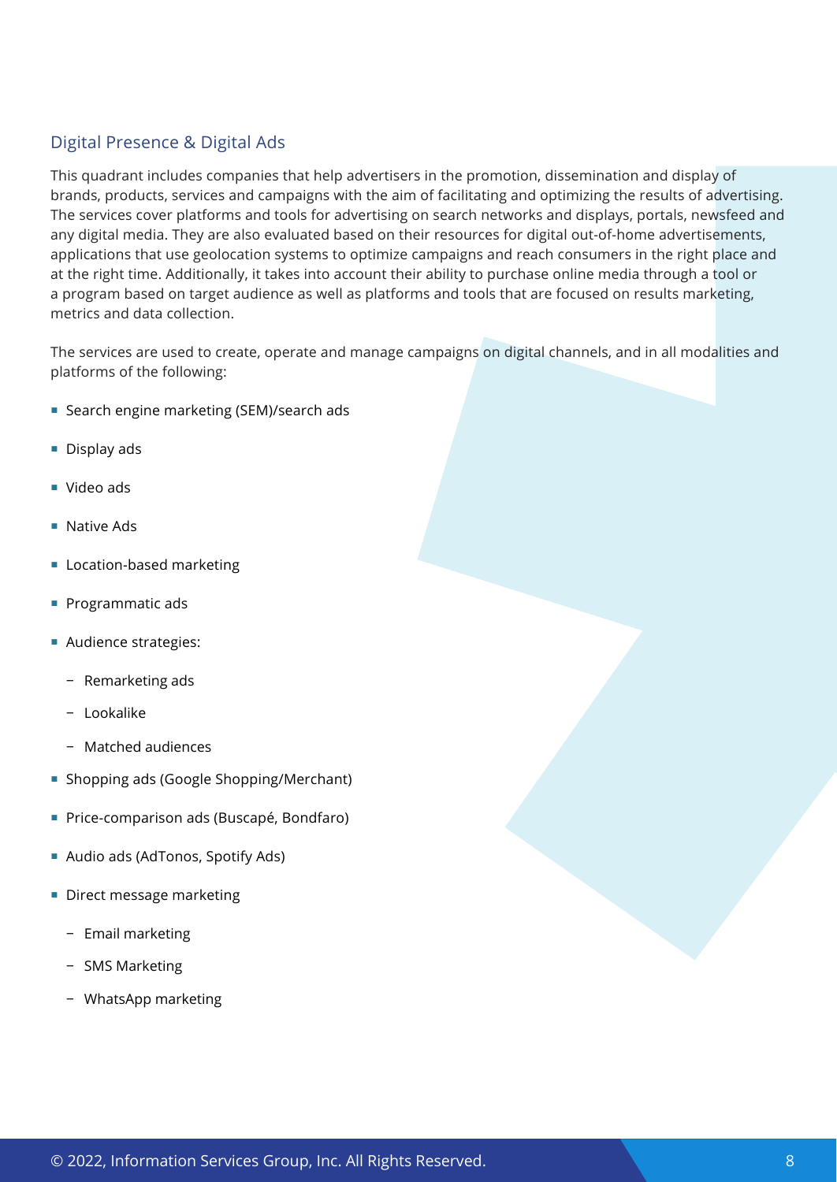## Digital Presence & Digital Ads

This quadrant includes companies that help advertisers in the promotion, dissemination and display of brands, products, services and campaigns with the aim of facilitating and optimizing the results of advertising. The services cover platforms and tools for advertising on search networks and displays, portals, newsfeed and any digital media. They are also evaluated based on their resources for digital out-of-home advertisements, applications that use geolocation systems to optimize campaigns and reach consumers in the right place and at the right time. Additionally, it takes into account their ability to purchase online media through a tool or a program based on target audience as well as platforms and tools that are focused on results marketing, metrics and data collection.

The services are used to create, operate and manage campaigns on digital channels, and in all modalities and platforms of the following:

- Search engine marketing (SEM)/search ads
- Display ads
- Video ads
- Native Ads
- Location-based marketing
- Programmatic ads
- Audience strategies:
  - Remarketing ads
  - Lookalike
  - Matched audiences
- Shopping ads (Google Shopping/Merchant)
- Price-comparison ads (Buscapé, Bondfaro)
- Audio ads (AdTonos, Spotify Ads)
- Direct message marketing
  - Email marketing
  - SMS Marketing
  - WhatsApp marketing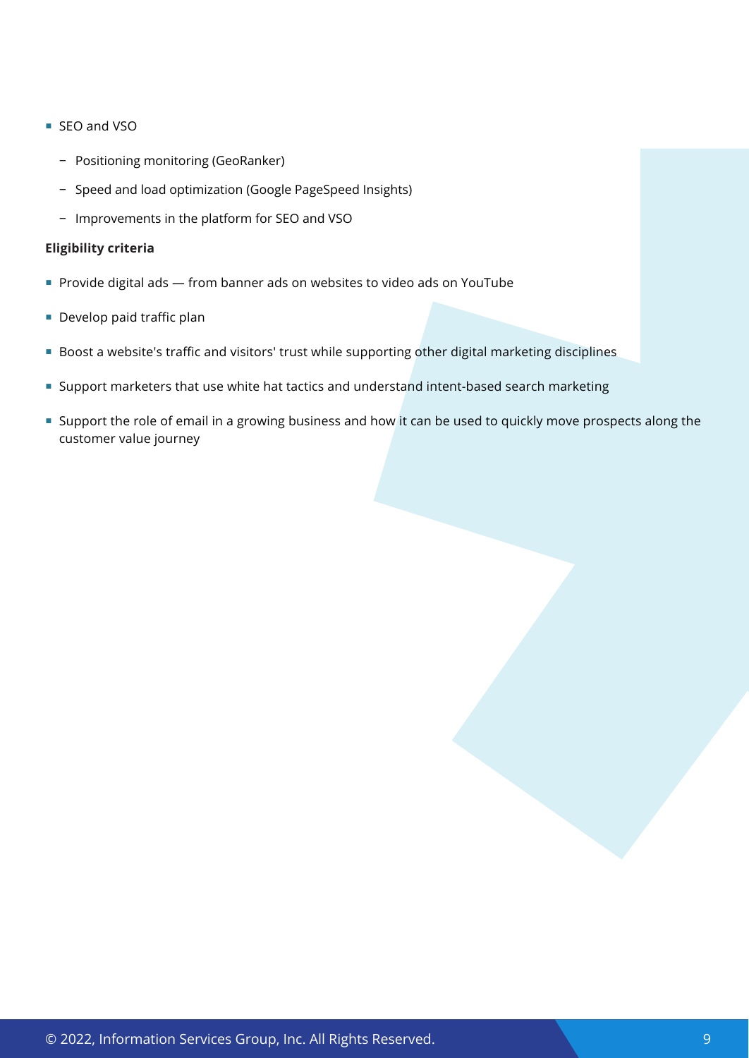- SEO and VSO
  - Positioning monitoring (GeoRanker)
  - Speed and load optimization (Google PageSpeed Insights)
  - Improvements in the platform for SEO and VSO

**Eligibility criteria**

- Provide digital ads — from banner ads on websites to video ads on YouTube
- Develop paid traffic plan
- Boost a website's traffic and visitors' trust while supporting other digital marketing disciplines
- Support marketers that use white hat tactics and understand intent-based search marketing
- Support the role of email in a growing business and how it can be used to quickly move prospects along the customer value journey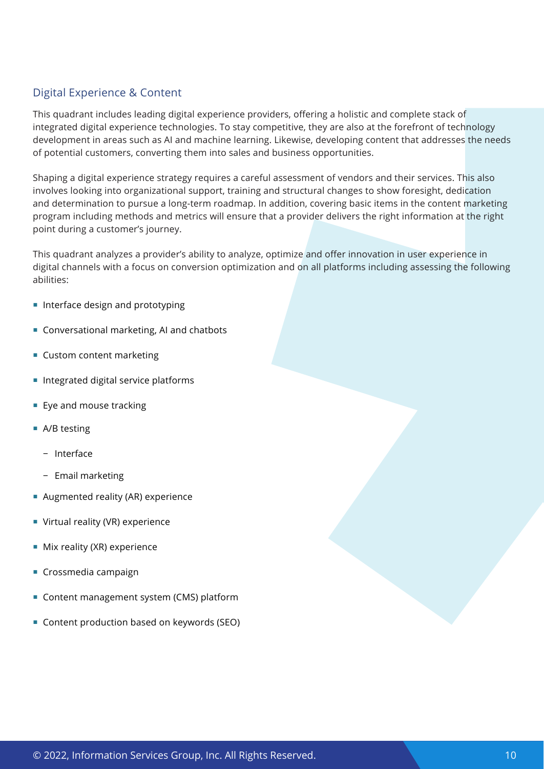## Digital Experience & Content

This quadrant includes leading digital experience providers, offering a holistic and complete stack of integrated digital experience technologies. To stay competitive, they are also at the forefront of technology development in areas such as AI and machine learning. Likewise, developing content that addresses the needs of potential customers, converting them into sales and business opportunities.

Shaping a digital experience strategy requires a careful assessment of vendors and their services. This also involves looking into organizational support, training and structural changes to show foresight, dedication and determination to pursue a long-term roadmap. In addition, covering basic items in the content marketing program including methods and metrics will ensure that a provider delivers the right information at the right point during a customer's journey.

This quadrant analyzes a provider's ability to analyze, optimize and offer innovation in user experience in digital channels with a focus on conversion optimization and on all platforms including assessing the following abilities:

- Interface design and prototyping
- Conversational marketing, AI and chatbots
- Custom content marketing
- Integrated digital service platforms
- Eye and mouse tracking
- A/B testing
  - Interface
  - Email marketing
- Augmented reality (AR) experience
- Virtual reality (VR) experience
- Mix reality (XR) experience
- Crossmedia campaign
- Content management system (CMS) platform
- Content production based on keywords (SEO)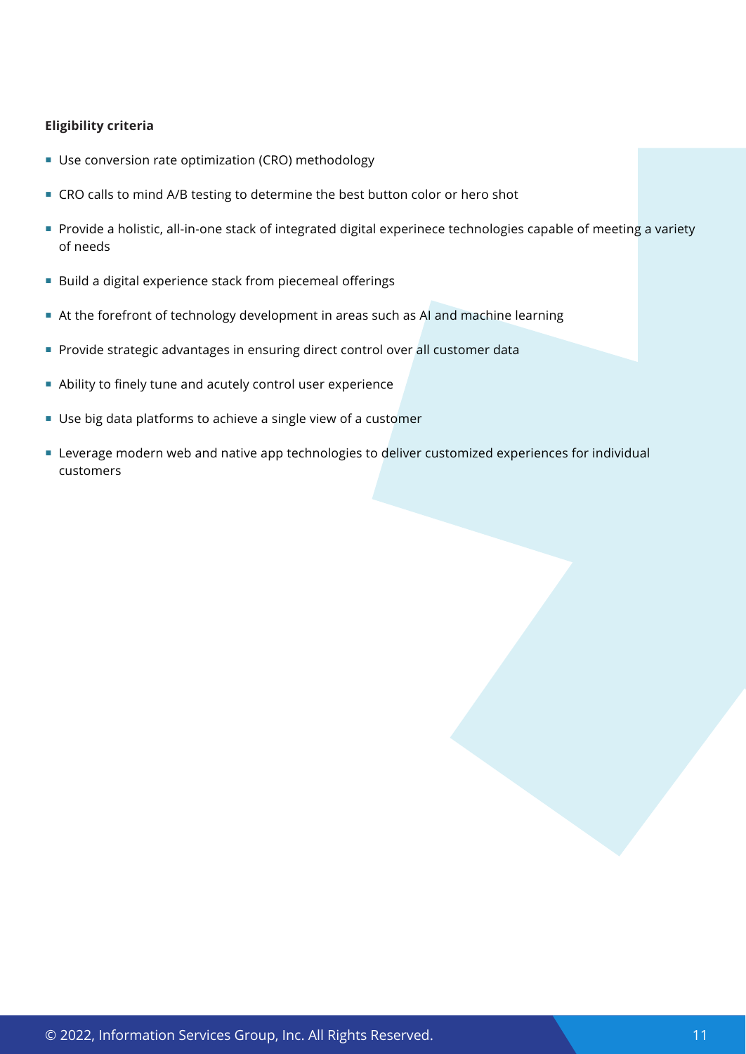**Eligibility criteria**

- Use conversion rate optimization (CRO) methodology
- CRO calls to mind A/B testing to determine the best button color or hero shot
- Provide a holistic, all-in-one stack of integrated digital experinece technologies capable of meeting a variety of needs
- Build a digital experience stack from piecemeal offerings
- At the forefront of technology development in areas such as AI and machine learning
- Provide strategic advantages in ensuring direct control over all customer data
- Ability to finely tune and acutely control user experience
- Use big data platforms to achieve a single view of a customer
- Leverage modern web and native app technologies to deliver customized experiences for individual customers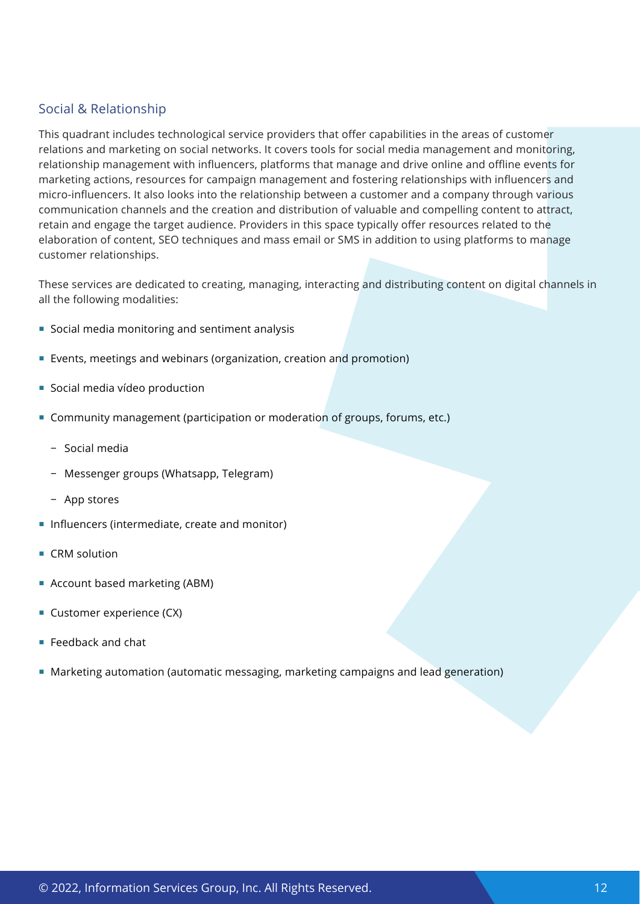## Social & Relationship

This quadrant includes technological service providers that offer capabilities in the areas of customer relations and marketing on social networks. It covers tools for social media management and monitoring, relationship management with influencers, platforms that manage and drive online and offline events for marketing actions, resources for campaign management and fostering relationships with influencers and micro-influencers. It also looks into the relationship between a customer and a company through various communication channels and the creation and distribution of valuable and compelling content to attract, retain and engage the target audience. Providers in this space typically offer resources related to the elaboration of content, SEO techniques and mass email or SMS in addition to using platforms to manage customer relationships.

These services are dedicated to creating, managing, interacting and distributing content on digital channels in all the following modalities:

- Social media monitoring and sentiment analysis
- Events, meetings and webinars (organization, creation and promotion)
- Social media vídeo production
- Community management (participation or moderation of groups, forums, etc.)
  - Social media
  - Messenger groups (Whatsapp, Telegram)
  - App stores
- Influencers (intermediate, create and monitor)
- CRM solution
- Account based marketing (ABM)
- Customer experience (CX)
- Feedback and chat
- Marketing automation (automatic messaging, marketing campaigns and lead generation)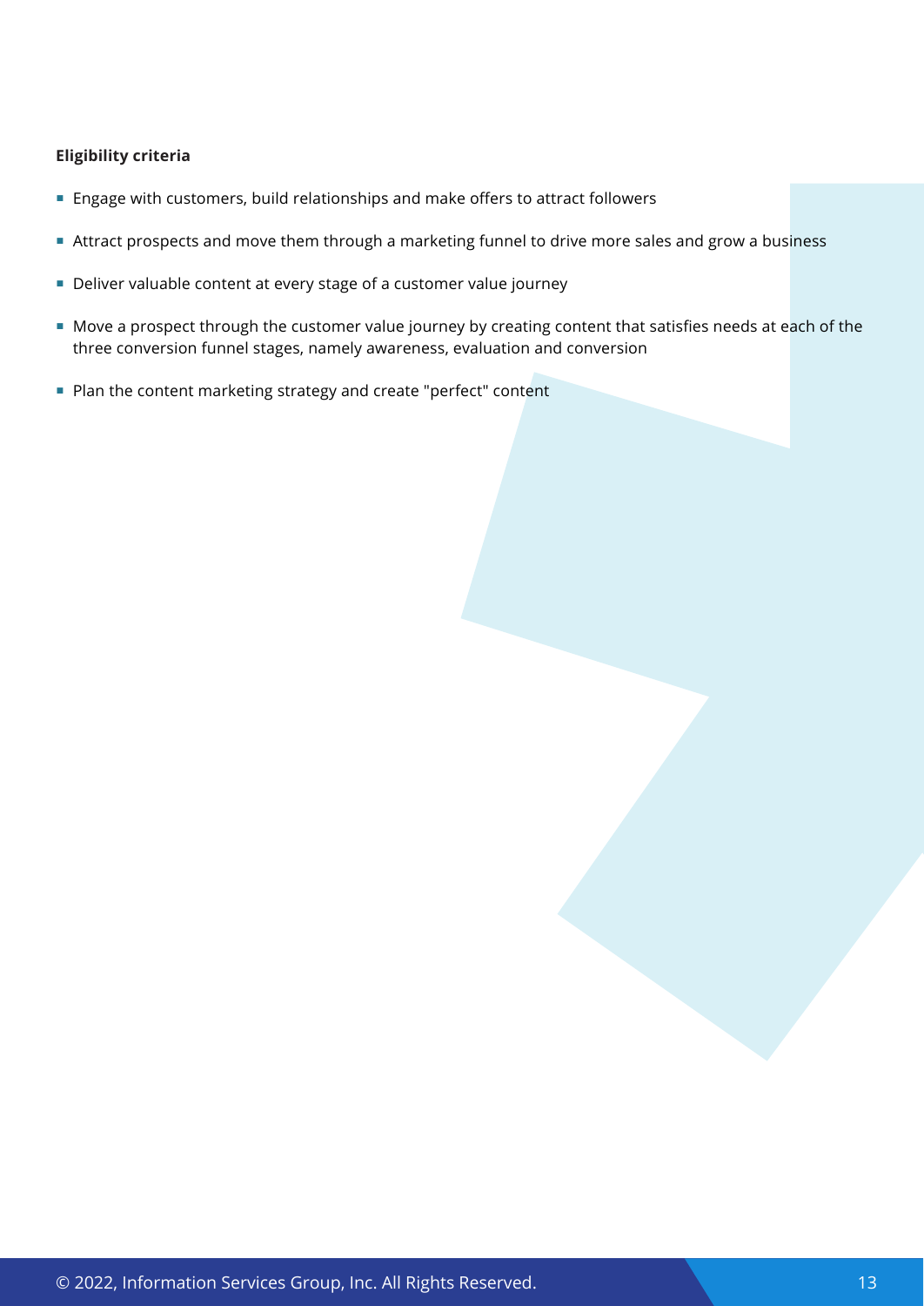**Eligibility criteria**

- Engage with customers, build relationships and make offers to attract followers
- Attract prospects and move them through a marketing funnel to drive more sales and grow a business
- Deliver valuable content at every stage of a customer value journey
- Move a prospect through the customer value journey by creating content that satisfies needs at each of the three conversion funnel stages, namely awareness, evaluation and conversion
- Plan the content marketing strategy and create "perfect" content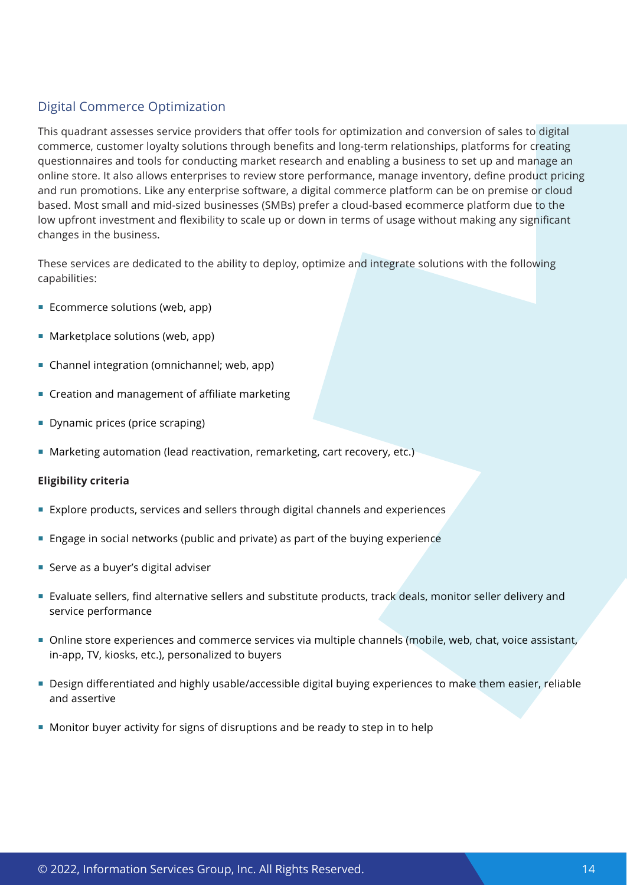## Digital Commerce Optimization

This quadrant assesses service providers that offer tools for optimization and conversion of sales to digital commerce, customer loyalty solutions through benefits and long-term relationships, platforms for creating questionnaires and tools for conducting market research and enabling a business to set up and manage an online store. It also allows enterprises to review store performance, manage inventory, define product pricing and run promotions. Like any enterprise software, a digital commerce platform can be on premise or cloud based. Most small and mid-sized businesses (SMBs) prefer a cloud-based ecommerce platform due to the low upfront investment and flexibility to scale up or down in terms of usage without making any significant changes in the business.

These services are dedicated to the ability to deploy, optimize and integrate solutions with the following capabilities:

- Ecommerce solutions (web, app)
- Marketplace solutions (web, app)
- Channel integration (omnichannel; web, app)
- Creation and management of affiliate marketing
- Dynamic prices (price scraping)
- Marketing automation (lead reactivation, remarketing, cart recovery, etc.)

**Eligibility criteria**

- Explore products, services and sellers through digital channels and experiences
- Engage in social networks (public and private) as part of the buying experience
- Serve as a buyer's digital adviser
- Evaluate sellers, find alternative sellers and substitute products, track deals, monitor seller delivery and service performance
- Online store experiences and commerce services via multiple channels (mobile, web, chat, voice assistant, in-app, TV, kiosks, etc.), personalized to buyers
- Design differentiated and highly usable/accessible digital buying experiences to make them easier, reliable and assertive
- Monitor buyer activity for signs of disruptions and be ready to step in to help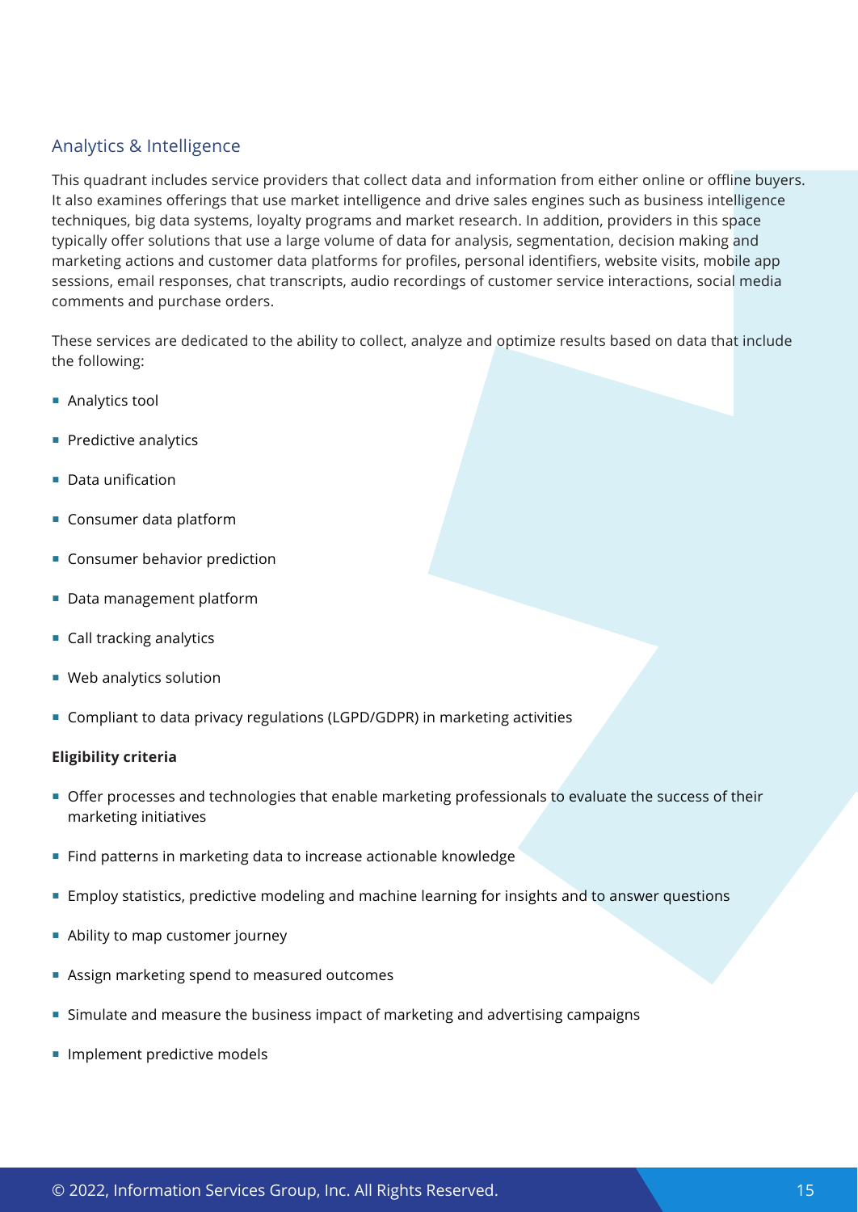## Analytics & Intelligence

This quadrant includes service providers that collect data and information from either online or offline buyers. It also examines offerings that use market intelligence and drive sales engines such as business intelligence techniques, big data systems, loyalty programs and market research. In addition, providers in this space typically offer solutions that use a large volume of data for analysis, segmentation, decision making and marketing actions and customer data platforms for profiles, personal identifiers, website visits, mobile app sessions, email responses, chat transcripts, audio recordings of customer service interactions, social media comments and purchase orders.

These services are dedicated to the ability to collect, analyze and optimize results based on data that include the following:

- Analytics tool
- Predictive analytics
- Data unification
- Consumer data platform
- Consumer behavior prediction
- Data management platform
- Call tracking analytics
- Web analytics solution
- Compliant to data privacy regulations (LGPD/GDPR) in marketing activities

**Eligibility criteria**

- Offer processes and technologies that enable marketing professionals to evaluate the success of their marketing initiatives
- Find patterns in marketing data to increase actionable knowledge
- Employ statistics, predictive modeling and machine learning for insights and to answer questions
- Ability to map customer journey
- Assign marketing spend to measured outcomes
- Simulate and measure the business impact of marketing and advertising campaigns
- Implement predictive models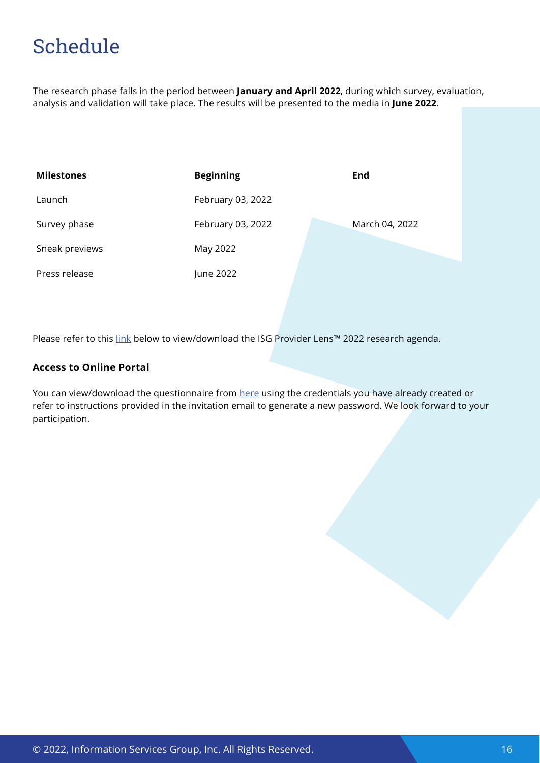# Schedule

The research phase falls in the period between **January and April 2022**, during which survey, evaluation, analysis and validation will take place. The results will be presented to the media in **June 2022**.

| Milestones | Beginning | End |
|---|---|---|
| Launch | February 03, 2022 | |
| Survey phase | February 03, 2022 | March 04, 2022 |
| Sneak previews | May 2022 | |
| Press release | June 2022 | |

Please refer to this link below to view/download the ISG Provider Lens™ 2022 research agenda.

### Access to Online Portal

You can view/download the questionnaire from here using the credentials you have already created or refer to instructions provided in the invitation email to generate a new password. We look forward to your participation.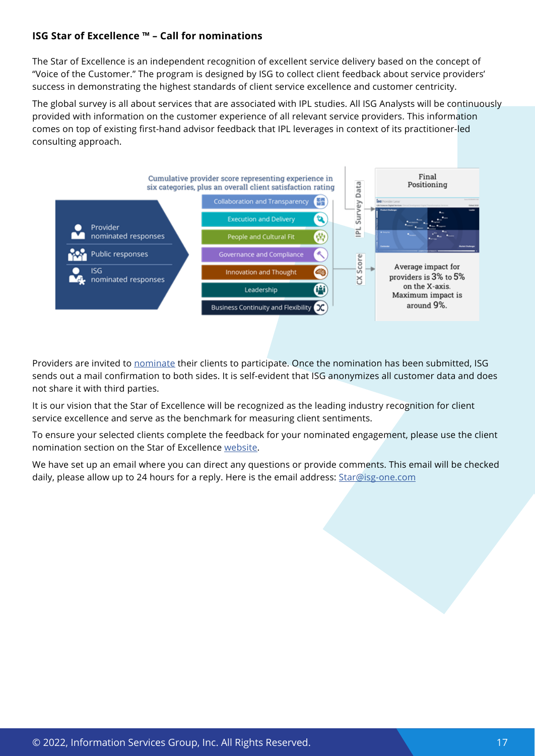**ISG Star of Excellence ™ – Call for nominations**

The Star of Excellence is an independent recognition of excellent service delivery based on the concept of "Voice of the Customer." The program is designed by ISG to collect client feedback about service providers' success in demonstrating the highest standards of client service excellence and customer centricity.

The global survey is all about services that are associated with IPL studies. All ISG Analysts will be continuously provided with information on the customer experience of all relevant service providers. This information comes on top of existing first-hand advisor feedback that IPL leverages in context of its practitioner-led consulting approach.

Cumulative provider score representing experience in six categories, plus an overall client satisfaction rating

- Provider nominated responses
- Public responses
- ISG nominated responses

- Collaboration and Transparency
- Execution and Delivery
- People and Cultural Fit
- Governance and Compliance
- Innovation and Thought
- Leadership
- Business Continuity and Flexibility

IPL Survey Data

CX Score

Final Positioning

Average impact for providers is 3% to 5% on the X-axis. Maximum impact is around 9%.

Providers are invited to nominate their clients to participate. Once the nomination has been submitted, ISG sends out a mail confirmation to both sides. It is self-evident that ISG anonymizes all customer data and does not share it with third parties.

It is our vision that the Star of Excellence will be recognized as the leading industry recognition for client service excellence and serve as the benchmark for measuring client sentiments.

To ensure your selected clients complete the feedback for your nominated engagement, please use the client nomination section on the Star of Excellence website.

We have set up an email where you can direct any questions or provide comments. This email will be checked daily, please allow up to 24 hours for a reply. Here is the email address: Star@isg-one.com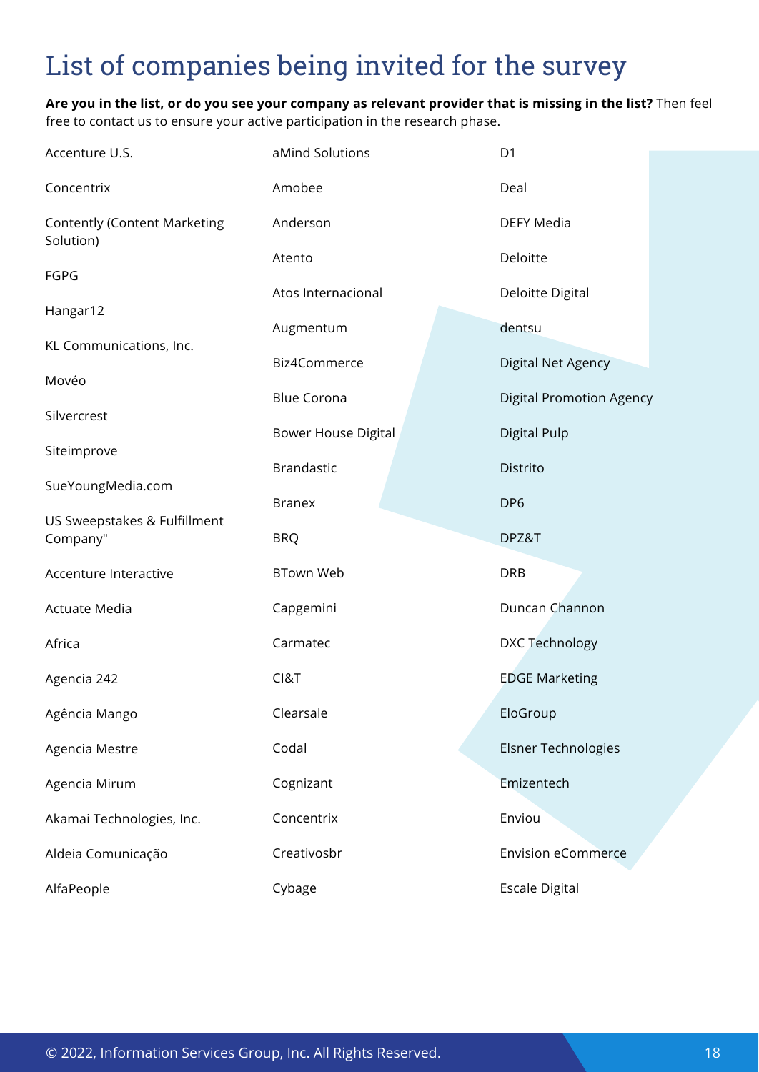# List of companies being invited for the survey

**Are you in the list, or do you see your company as relevant provider that is missing in the list?** Then feel free to contact us to ensure your active participation in the research phase.

Accenture U.S.

Concentrix

Contently (Content Marketing Solution)

FGPG

Hangar12

KL Communications, Inc.

Movéo

Silvercrest

Siteimprove

SueYoungMedia.com

US Sweepstakes & Fulfillment Company"

Accenture Interactive

Actuate Media

Africa

Agencia 242

Agência Mango

Agencia Mestre

Agencia Mirum

Akamai Technologies, Inc.

Aldeia Comunicação

AlfaPeople

aMind Solutions

Amobee

Anderson

Atento

Atos Internacional

Augmentum

Biz4Commerce

Blue Corona

Bower House Digital

Brandastic

Branex

BRQ

BTown Web

Capgemini

Carmatec

CI&T

Clearsale

Codal

Cognizant

Concentrix

Creativosbr

Cybage

D1

Deal

DEFY Media

Deloitte

Deloitte Digital

dentsu

Digital Net Agency

Digital Promotion Agency

Digital Pulp

Distrito

DP6

DPZ&T

DRB

Duncan Channon

DXC Technology

EDGE Marketing

EloGroup

Elsner Technologies

Emizentech

Enviou

Envision eCommerce

Escale Digital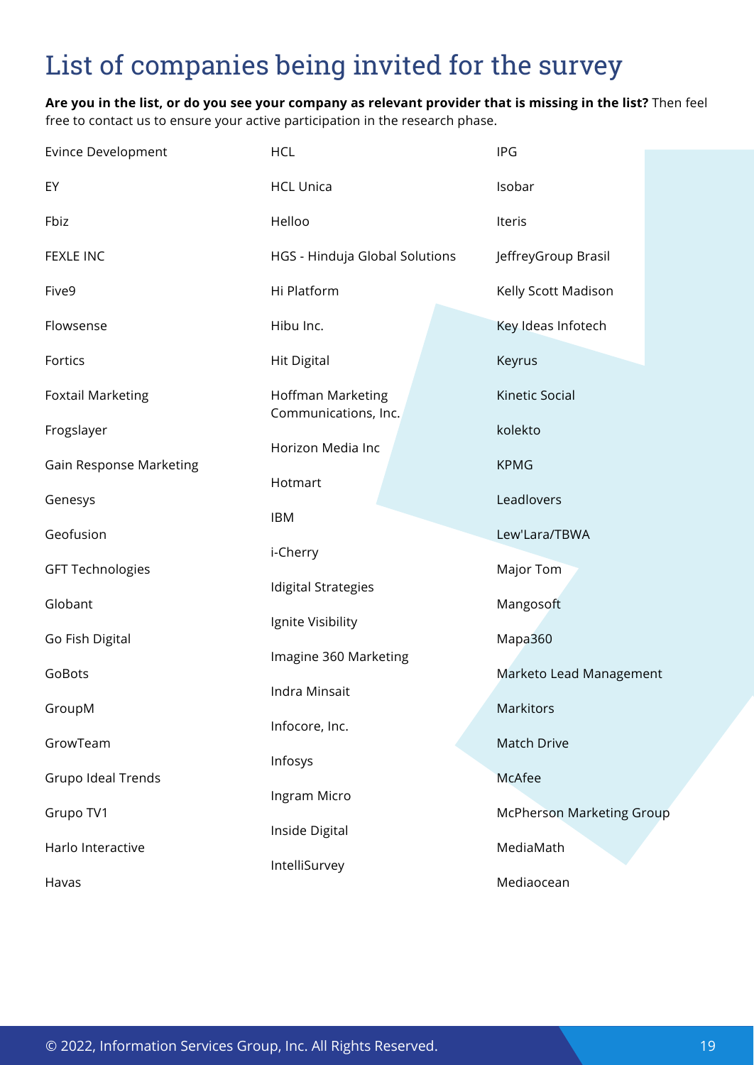# List of companies being invited for the survey

**Are you in the list, or do you see your company as relevant provider that is missing in the list?** Then feel free to contact us to ensure your active participation in the research phase.

Evince Development

EY

Fbiz

FEXLE INC

Five9

Flowsense

Fortics

Foxtail Marketing

Frogslayer

Gain Response Marketing

Genesys

Geofusion

GFT Technologies

Globant

Go Fish Digital

GoBots

GroupM

GrowTeam

Grupo Ideal Trends

Grupo TV1

Harlo Interactive

Havas

HCL

HCL Unica

Helloo

HGS - Hinduja Global Solutions

Hi Platform

Hibu Inc.

Hit Digital

Hoffman Marketing Communications, Inc.

Horizon Media Inc

Hotmart

IBM

i-Cherry

Idigital Strategies

Ignite Visibility

Imagine 360 Marketing

Indra Minsait

Infocore, Inc.

Infosys

Ingram Micro

Inside Digital

IntelliSurvey

IPG

Isobar

Iteris

JeffreyGroup Brasil

Kelly Scott Madison

Key Ideas Infotech

Keyrus

Kinetic Social

kolekto

KPMG

Leadlovers

Lew'Lara/TBWA

Major Tom

Mangosoft

Mapa360

Marketo Lead Management

Markitors

Match Drive

McAfee

McPherson Marketing Group

MediaMath

Mediaocean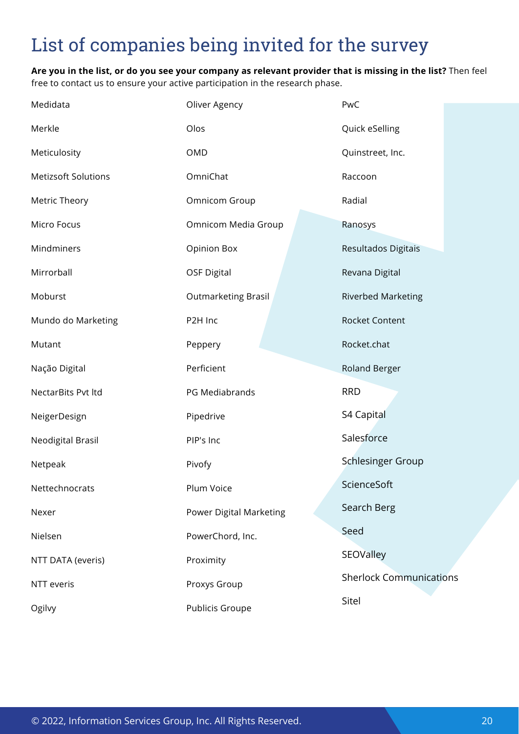# List of companies being invited for the survey

**Are you in the list, or do you see your company as relevant provider that is missing in the list?** Then feel free to contact us to ensure your active participation in the research phase.

Medidata

Merkle

Meticulosity

Metizsoft Solutions

Metric Theory

Micro Focus

Mindminers

Mirrorball

Moburst

Mundo do Marketing

Mutant

Nação Digital

NectarBits Pvt ltd

NeigerDesign

Neodigital Brasil

Netpeak

Nettechnocrats

Nexer

Nielsen

NTT DATA (everis)

NTT everis

Ogilvy

Oliver Agency

Olos

OMD

OmniChat

Omnicom Group

Omnicom Media Group

Opinion Box

OSF Digital

Outmarketing Brasil

P2H Inc

Peppery

Perficient

PG Mediabrands

Pipedrive

PIP's Inc

Pivofy

Plum Voice

Power Digital Marketing

PowerChord, Inc.

Proximity

Proxys Group

Publicis Groupe

PwC

Quick eSelling

Quinstreet, Inc.

Raccoon

Radial

Ranosys

Resultados Digitais

Revana Digital

Riverbed Marketing

Rocket Content

Rocket.chat

Roland Berger

RRD

S4 Capital

Salesforce

Schlesinger Group

ScienceSoft

Search Berg

Seed

SEOValley

Sherlock Communications

Sitel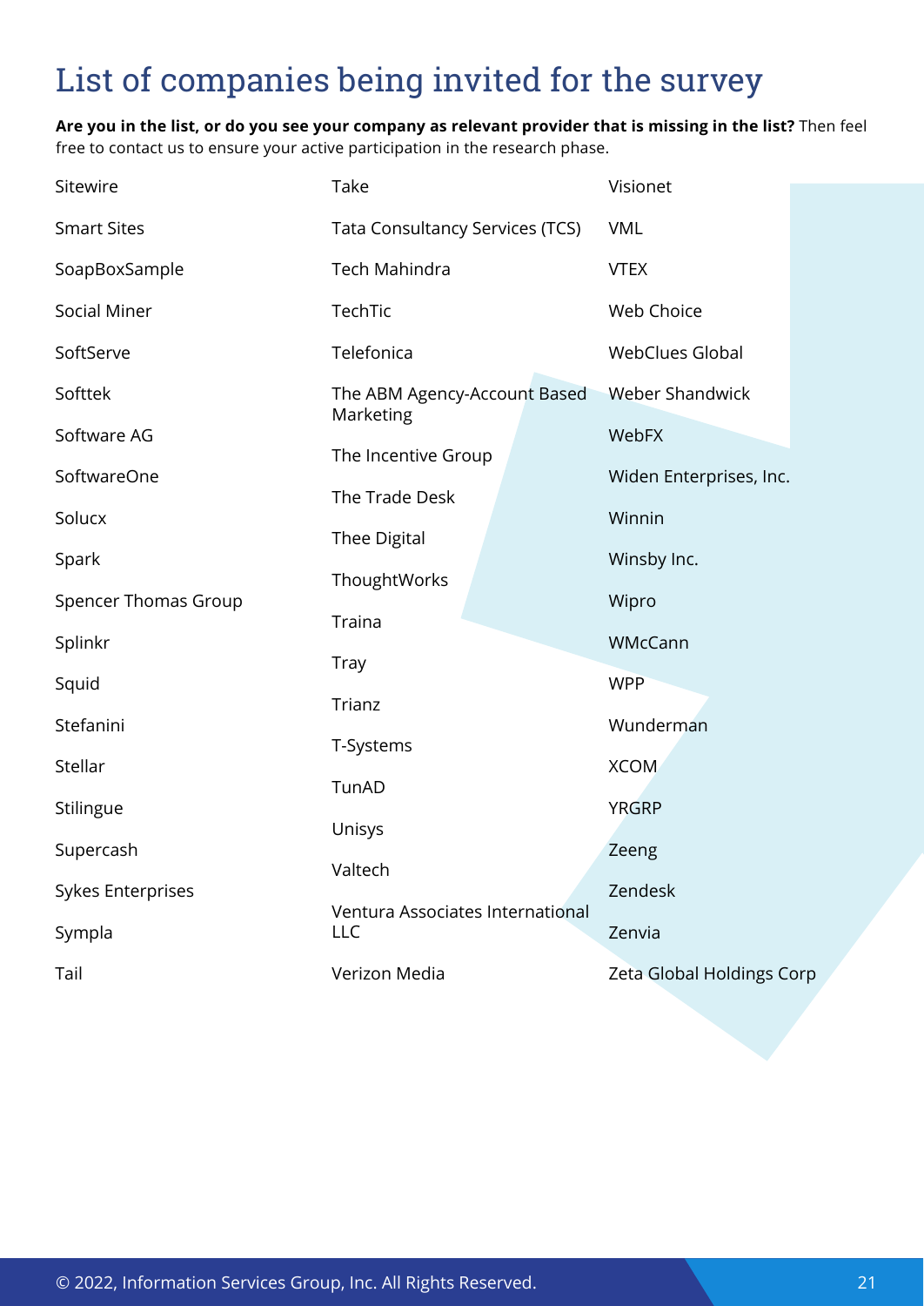# List of companies being invited for the survey

**Are you in the list, or do you see your company as relevant provider that is missing in the list?** Then feel free to contact us to ensure your active participation in the research phase.

Sitewire
Smart Sites
SoapBoxSample
Social Miner
SoftServe
Softtek
Software AG
SoftwareOne
Solucx
Spark
Spencer Thomas Group
Splinkr
Squid
Stefanini
Stellar
Stilingue
Supercash
Sykes Enterprises
Sympla
Tail

Take
Tata Consultancy Services (TCS)
Tech Mahindra
TechTic
Telefonica
The ABM Agency-Account Based Marketing
The Incentive Group
The Trade Desk
Thee Digital
ThoughtWorks
Traina
Tray
Trianz
T-Systems
TunAD
Unisys
Valtech
Ventura Associates International LLC
Verizon Media

Visionet
VML
VTEX
Web Choice
WebClues Global
Weber Shandwick
WebFX
Widen Enterprises, Inc.
Winnin
Winsby Inc.
Wipro
WMcCann
WPP
Wunderman
XCOM
YRGRP
Zeeng
Zendesk
Zenvia
Zeta Global Holdings Corp

© 2022, Information Services Group, Inc. All Rights Reserved.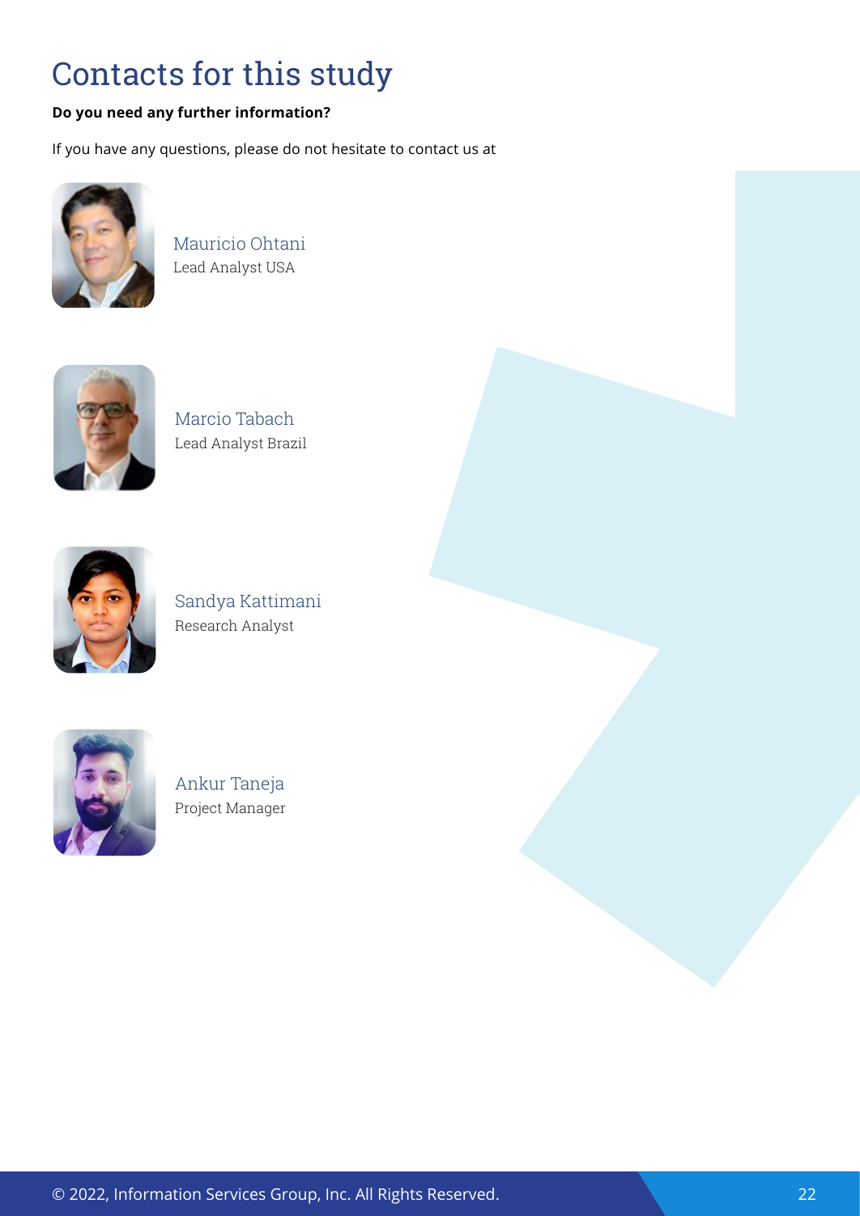# Contacts for this study

**Do you need any further information?**

If you have any questions, please do not hesitate to contact us at

Mauricio Ohtani
Lead Analyst USA

Marcio Tabach
Lead Analyst Brazil

Sandya Kattimani
Research Analyst

Ankur Taneja
Project Manager

© 2022, Information Services Group, Inc. All Rights Reserved.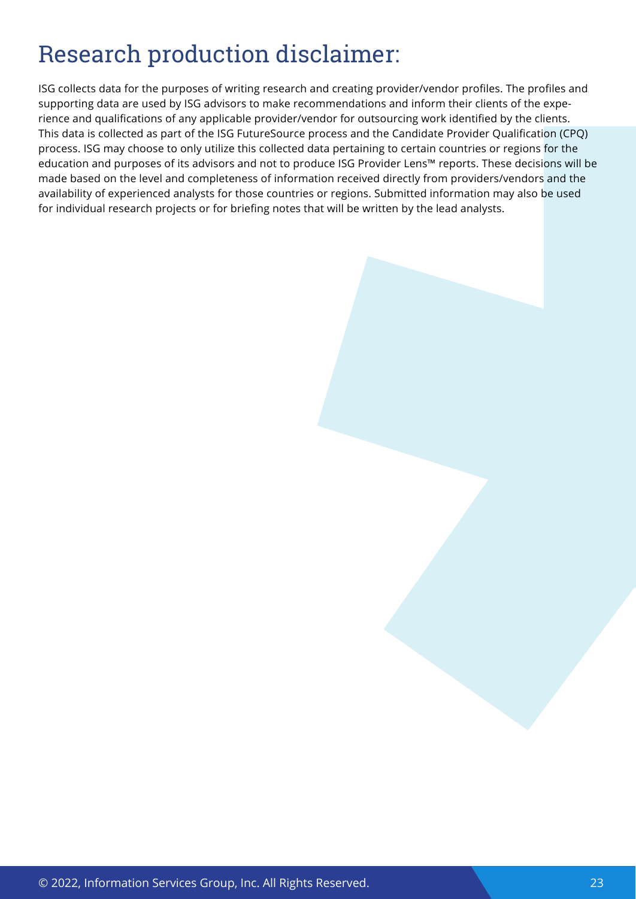# Research production disclaimer:

ISG collects data for the purposes of writing research and creating provider/vendor profiles. The profiles and supporting data are used by ISG advisors to make recommendations and inform their clients of the experience and qualifications of any applicable provider/vendor for outsourcing work identified by the clients. This data is collected as part of the ISG FutureSource process and the Candidate Provider Qualification (CPQ) process. ISG may choose to only utilize this collected data pertaining to certain countries or regions for the education and purposes of its advisors and not to produce ISG Provider Lens™ reports. These decisions will be made based on the level and completeness of information received directly from providers/vendors and the availability of experienced analysts for those countries or regions. Submitted information may also be used for individual research projects or for briefing notes that will be written by the lead analysts.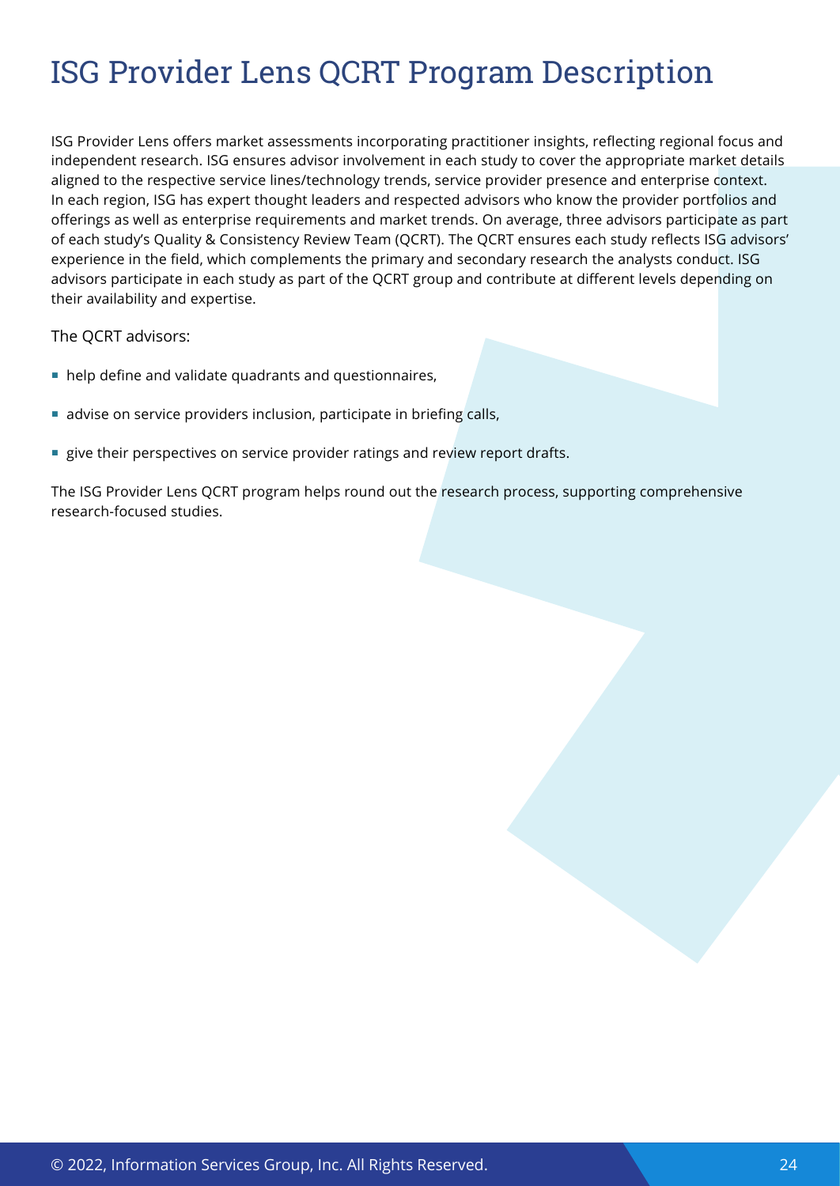# ISG Provider Lens QCRT Program Description

ISG Provider Lens offers market assessments incorporating practitioner insights, reflecting regional focus and independent research. ISG ensures advisor involvement in each study to cover the appropriate market details aligned to the respective service lines/technology trends, service provider presence and enterprise context. In each region, ISG has expert thought leaders and respected advisors who know the provider portfolios and offerings as well as enterprise requirements and market trends. On average, three advisors participate as part of each study's Quality & Consistency Review Team (QCRT). The QCRT ensures each study reflects ISG advisors' experience in the field, which complements the primary and secondary research the analysts conduct. ISG advisors participate in each study as part of the QCRT group and contribute at different levels depending on their availability and expertise.

The QCRT advisors:

- help define and validate quadrants and questionnaires,
- advise on service providers inclusion, participate in briefing calls,
- give their perspectives on service provider ratings and review report drafts.

The ISG Provider Lens QCRT program helps round out the research process, supporting comprehensive research-focused studies.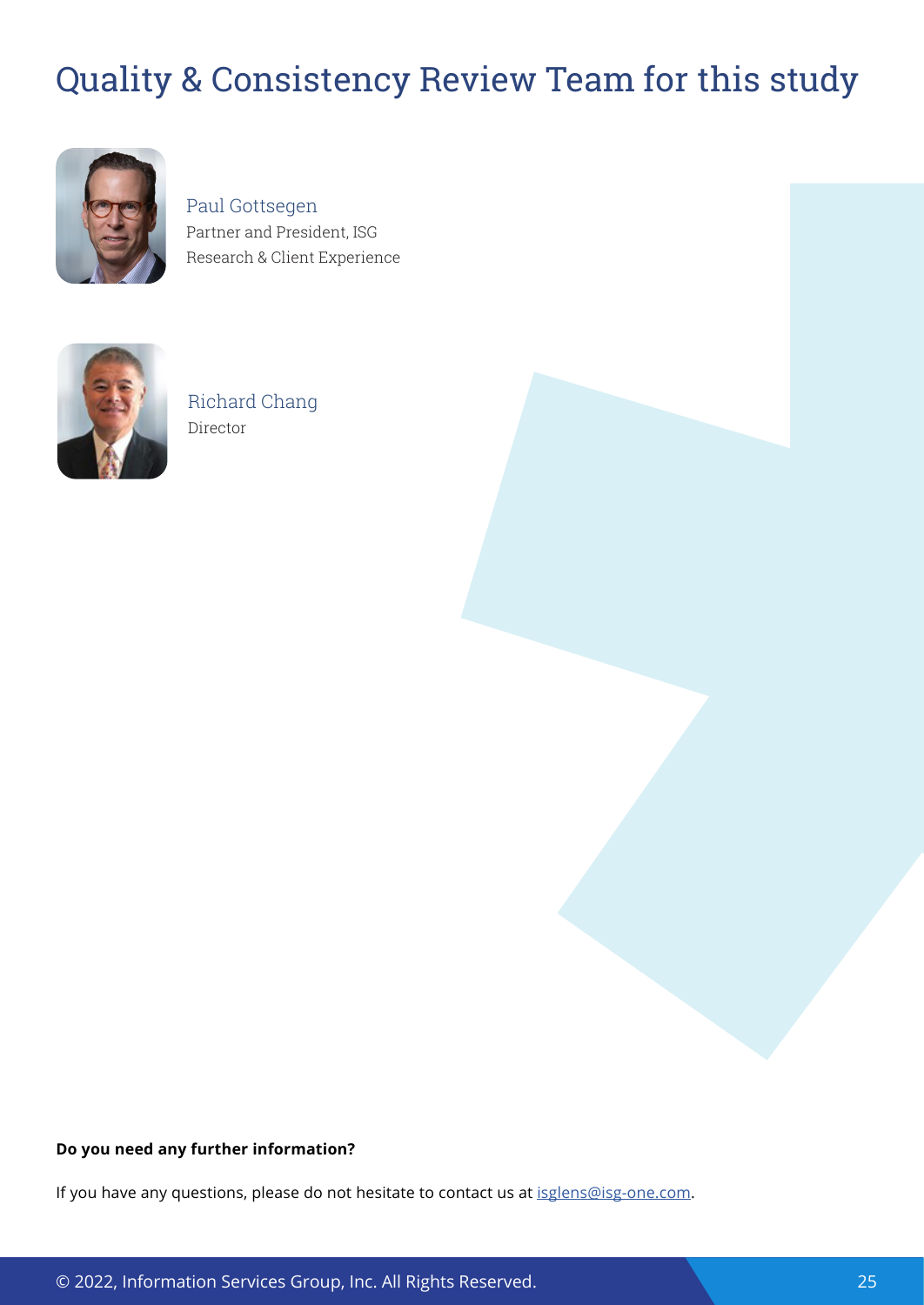# Quality & Consistency Review Team for this study

Paul Gottsegen
Partner and President, ISG
Research & Client Experience

Richard Chang
Director

**Do you need any further information?**

If you have any questions, please do not hesitate to contact us at isglens@isg-one.com.

© 2022, Information Services Group, Inc. All Rights Reserved.